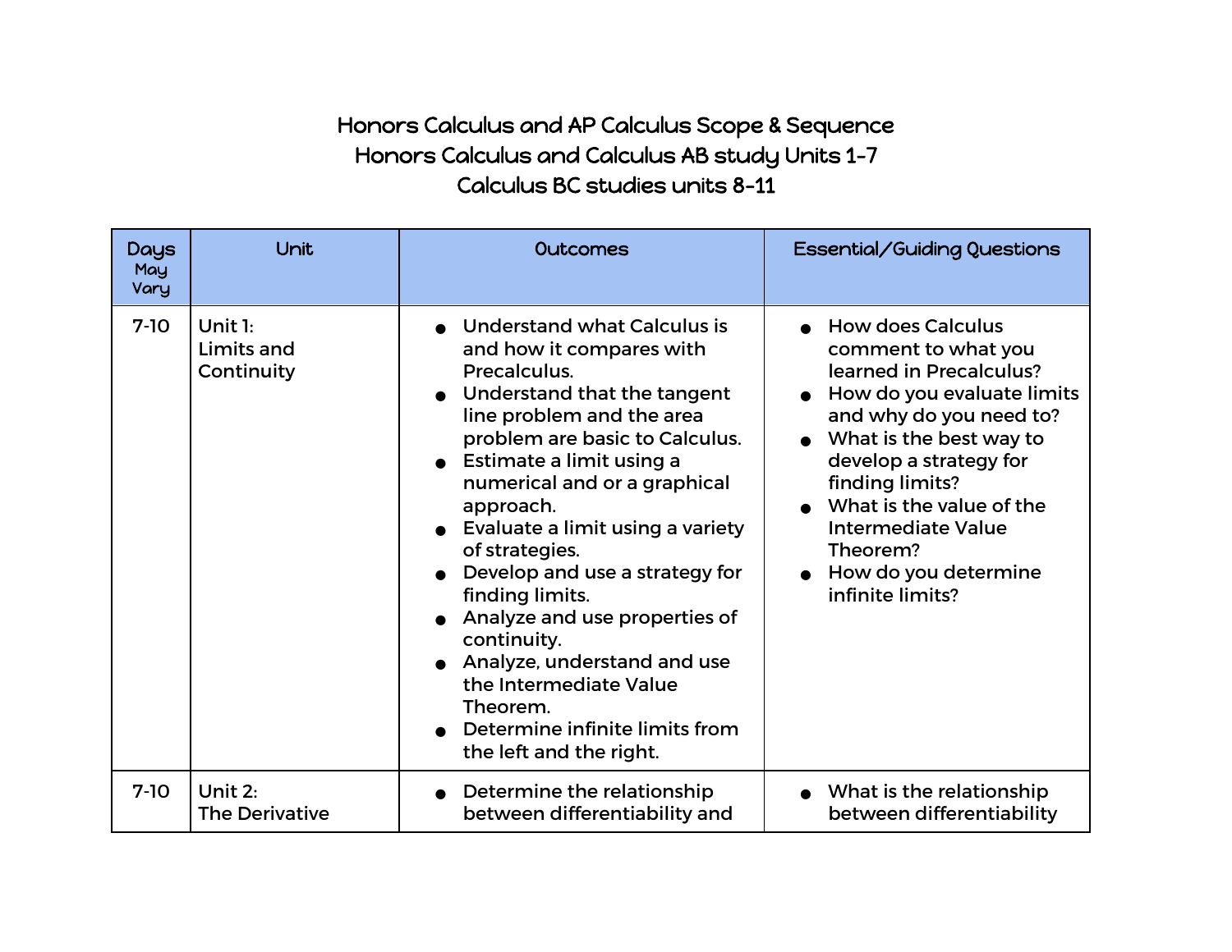# Honors Calculus and AP Calculus Scope & Sequence

## Honors Calculus and Calculus AB study Units 1-7

## Calculus BC studies units 8-11

| Days May Vary | Unit | Outcomes | Essential/Guiding Questions |
|---|---|---|---|
| 7-10 | Unit 1: Limits and Continuity | • Understand what Calculus is and how it compares with Precalculus.<br>• Understand that the tangent line problem and the area problem are basic to Calculus.<br>• Estimate a limit using a numerical and or a graphical approach.<br>• Evaluate a limit using a variety of strategies.<br>• Develop and use a strategy for finding limits.<br>• Analyze and use properties of continuity.<br>• Analyze, understand and use the Intermediate Value Theorem.<br>• Determine infinite limits from the left and the right. | • How does Calculus comment to what you learned in Precalculus?<br>• How do you evaluate limits and why do you need to?<br>• What is the best way to develop a strategy for finding limits?<br>• What is the value of the Intermediate Value Theorem?<br>• How do you determine infinite limits? |
| 7-10 | Unit 2: The Derivative | • Determine the relationship between differentiability and | • What is the relationship between differentiability |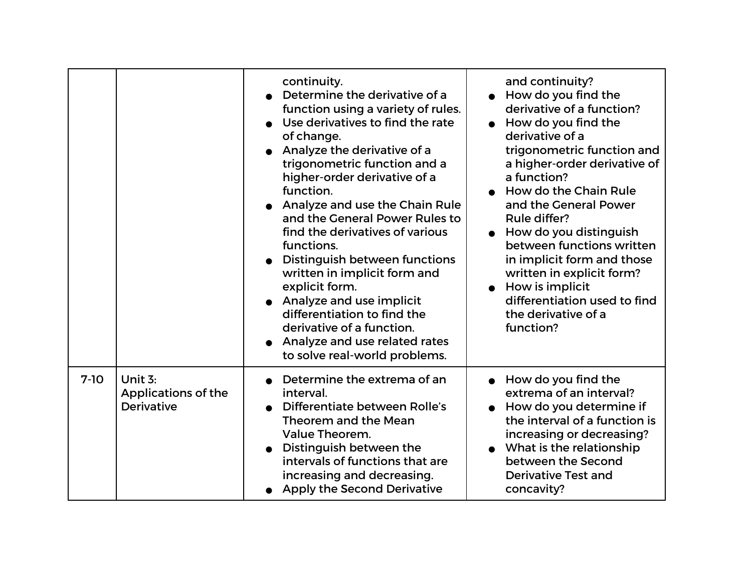| | | continuity.<br>• Determine the derivative of a function using a variety of rules.<br>• Use derivatives to find the rate of change.<br>• Analyze the derivative of a trigonometric function and a higher-order derivative of a function.<br>• Analyze and use the Chain Rule and the General Power Rules to find the derivatives of various functions.<br>• Distinguish between functions written in implicit form and explicit form.<br>• Analyze and use implicit differentiation to find the derivative of a function.<br>• Analyze and use related rates to solve real-world problems. | and continuity?<br>• How do you find the derivative of a function?<br>• How do you find the derivative of a trigonometric function and a higher-order derivative of a function?<br>• How do the Chain Rule and the General Power Rule differ?<br>• How do you distinguish between functions written in implicit form and those written in explicit form?<br>• How is implicit differentiation used to find the derivative of a function? |
|---|---|---|---|
| 7-10 | Unit 3: Applications of the Derivative | • Determine the extrema of an interval.<br>• Differentiate between Rolle's Theorem and the Mean Value Theorem.<br>• Distinguish between the intervals of functions that are increasing and decreasing.<br>• Apply the Second Derivative | • How do you find the extrema of an interval?<br>• How do you determine if the interval of a function is increasing or decreasing?<br>• What is the relationship between the Second Derivative Test and concavity? |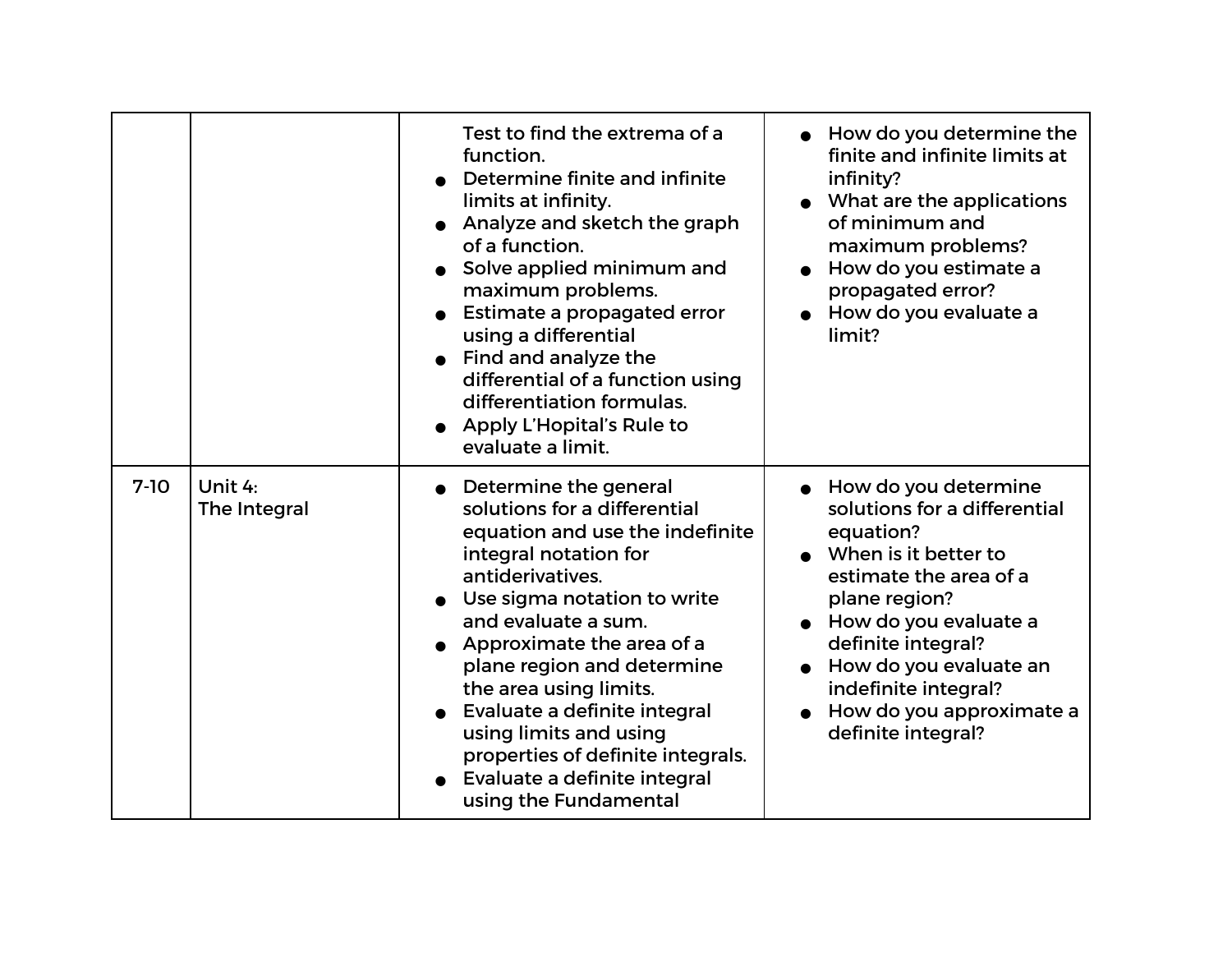| | | | |
|---|---|---|---|
| | | Test to find the extrema of a function.<br>● Determine finite and infinite limits at infinity.<br>● Analyze and sketch the graph of a function.<br>● Solve applied minimum and maximum problems.<br>● Estimate a propagated error using a differential<br>● Find and analyze the differential of a function using differentiation formulas.<br>● Apply L'Hopital's Rule to evaluate a limit. | ● How do you determine the finite and infinite limits at infinity?<br>● What are the applications of minimum and maximum problems?<br>● How do you estimate a propagated error?<br>● How do you evaluate a limit? |
| 7-10 | Unit 4:<br>The Integral | ● Determine the general solutions for a differential equation and use the indefinite integral notation for antiderivatives.<br>● Use sigma notation to write and evaluate a sum.<br>● Approximate the area of a plane region and determine the area using limits.<br>● Evaluate a definite integral using limits and using properties of definite integrals.<br>● Evaluate a definite integral using the Fundamental | ● How do you determine solutions for a differential equation?<br>● When is it better to estimate the area of a plane region?<br>● How do you evaluate a definite integral?<br>● How do you evaluate an indefinite integral?<br>● How do you approximate a definite integral? |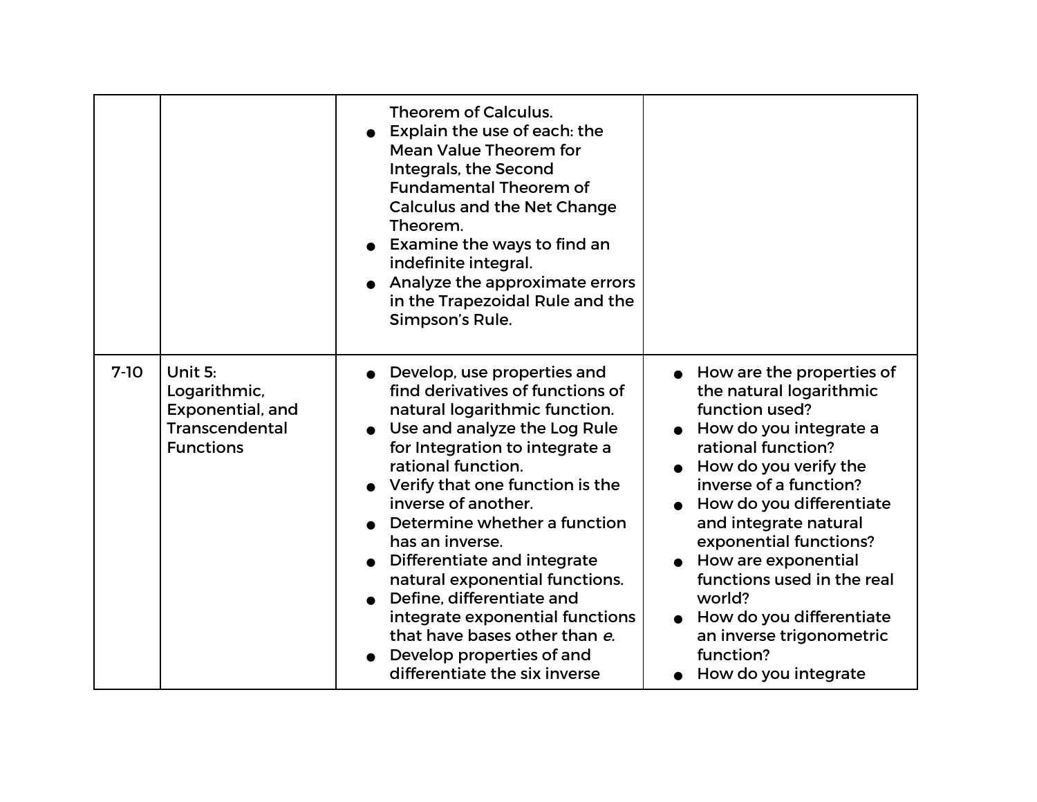| | | | |
|---|---|---|---|
| | | Theorem of Calculus.<br>● Explain the use of each: the Mean Value Theorem for Integrals, the Second Fundamental Theorem of Calculus and the Net Change Theorem.<br>● Examine the ways to find an indefinite integral.<br>● Analyze the approximate errors in the Trapezoidal Rule and the Simpson's Rule. | |
| 7-10 | Unit 5: Logarithmic, Exponential, and Transcendental Functions | ● Develop, use properties and find derivatives of functions of natural logarithmic function.<br>● Use and analyze the Log Rule for Integration to integrate a rational function.<br>● Verify that one function is the inverse of another.<br>● Determine whether a function has an inverse.<br>● Differentiate and integrate natural exponential functions.<br>● Define, differentiate and integrate exponential functions that have bases other than *e.*<br>● Develop properties of and differentiate the six inverse | ● How are the properties of the natural logarithmic function used?<br>● How do you integrate a rational function?<br>● How do you verify the inverse of a function?<br>● How do you differentiate and integrate natural exponential functions?<br>● How are exponential functions used in the real world?<br>● How do you differentiate an inverse trigonometric function?<br>● How do you integrate |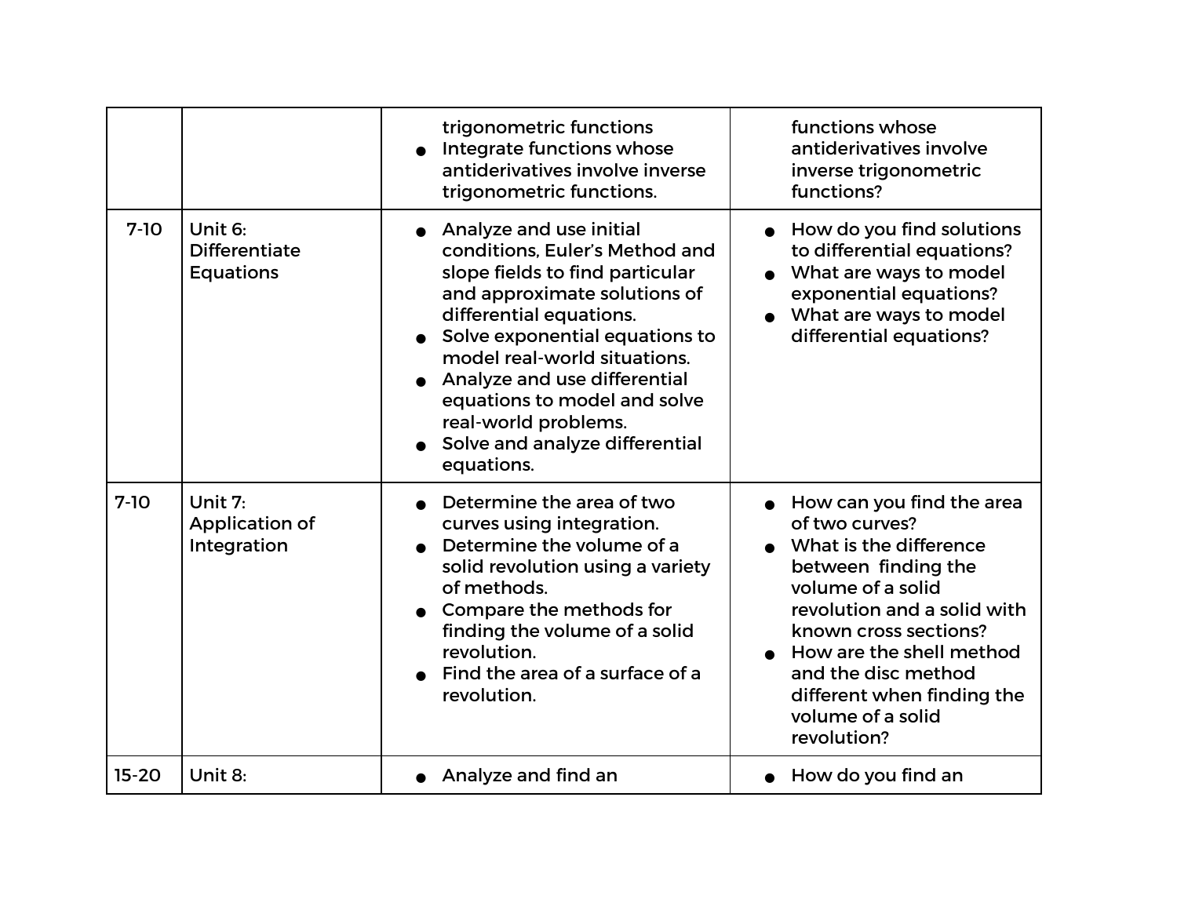| | | | |
|---|---|---|---|
| | | trigonometric functions<br>• Integrate functions whose antiderivatives involve inverse trigonometric functions. | functions whose antiderivatives involve inverse trigonometric functions? |
| 7-10 | Unit 6: Differentiate Equations | • Analyze and use initial conditions, Euler's Method and slope fields to find particular and approximate solutions of differential equations.<br>• Solve exponential equations to model real-world situations.<br>• Analyze and use differential equations to model and solve real-world problems.<br>• Solve and analyze differential equations. | • How do you find solutions to differential equations?<br>• What are ways to model exponential equations?<br>• What are ways to model differential equations? |
| 7-10 | Unit 7: Application of Integration | • Determine the area of two curves using integration.<br>• Determine the volume of a solid revolution using a variety of methods.<br>• Compare the methods for finding the volume of a solid revolution.<br>• Find the area of a surface of a revolution. | • How can you find the area of two curves?<br>• What is the difference between finding the volume of a solid revolution and a solid with known cross sections?<br>• How are the shell method and the disc method different when finding the volume of a solid revolution? |
| 15-20 | Unit 8: | • Analyze and find an | • How do you find an |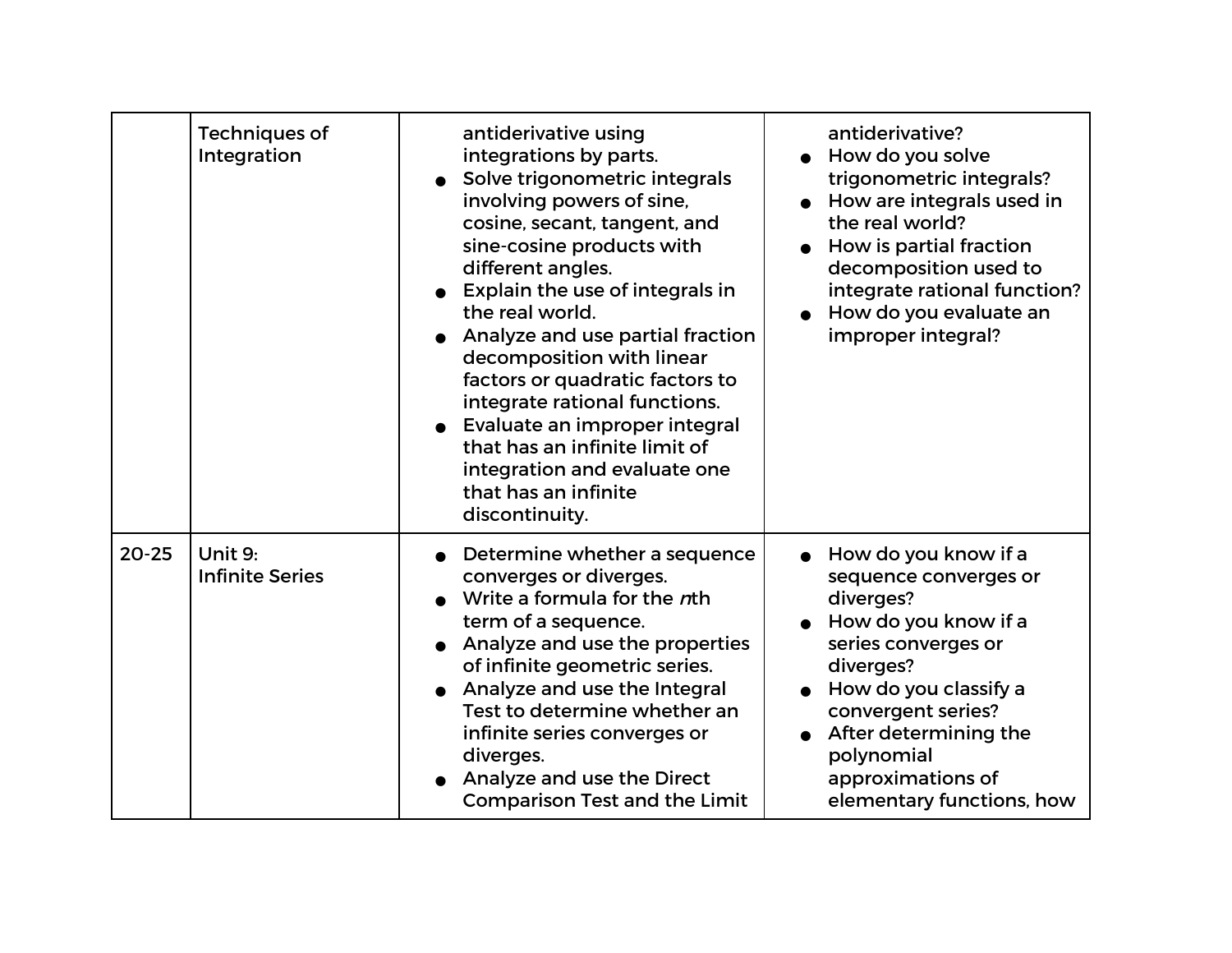| | | | |
|---|---|---|---|
| | Techniques of Integration | antiderivative using integrations by parts.<br>● Solve trigonometric integrals involving powers of sine, cosine, secant, tangent, and sine-cosine products with different angles.<br>● Explain the use of integrals in the real world.<br>● Analyze and use partial fraction decomposition with linear factors or quadratic factors to integrate rational functions.<br>● Evaluate an improper integral that has an infinite limit of integration and evaluate one that has an infinite discontinuity. | antiderivative?<br>● How do you solve trigonometric integrals?<br>● How are integrals used in the real world?<br>● How is partial fraction decomposition used to integrate rational function?<br>● How do you evaluate an improper integral? |
| 20-25 | Unit 9:<br>Infinite Series | ● Determine whether a sequence converges or diverges.<br>● Write a formula for the *n*th term of a sequence.<br>● Analyze and use the properties of infinite geometric series.<br>● Analyze and use the Integral Test to determine whether an infinite series converges or diverges.<br>● Analyze and use the Direct Comparison Test and the Limit | ● How do you know if a sequence converges or diverges?<br>● How do you know if a series converges or diverges?<br>● How do you classify a convergent series?<br>● After determining the polynomial approximations of elementary functions, how |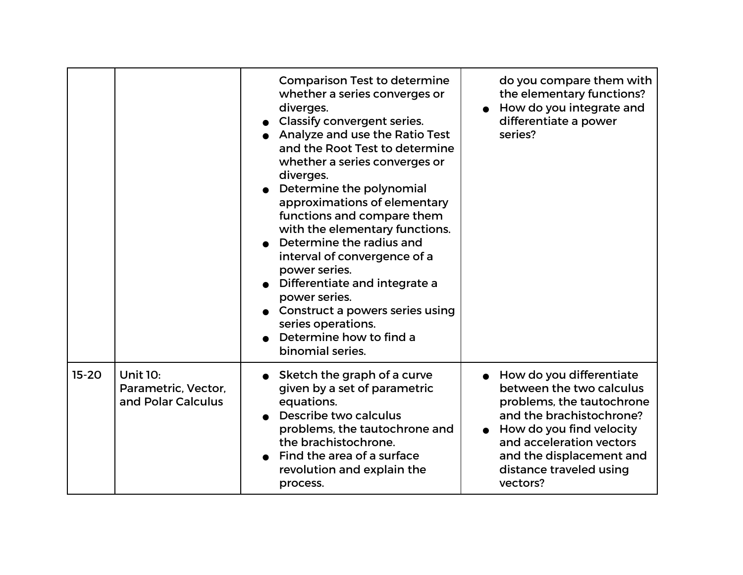| | | | |
|---|---|---|---|
| | | Comparison Test to determine whether a series converges or diverges.<br>● Classify convergent series.<br>● Analyze and use the Ratio Test and the Root Test to determine whether a series converges or diverges.<br>● Determine the polynomial approximations of elementary functions and compare them with the elementary functions.<br>● Determine the radius and interval of convergence of a power series.<br>● Differentiate and integrate a power series.<br>● Construct a powers series using series operations.<br>● Determine how to find a binomial series. | do you compare them with the elementary functions?<br>● How do you integrate and differentiate a power series? |
| 15-20 | Unit 10: Parametric, Vector, and Polar Calculus | ● Sketch the graph of a curve given by a set of parametric equations.<br>● Describe two calculus problems, the tautochrone and the brachistochrone.<br>● Find the area of a surface revolution and explain the process. | ● How do you differentiate between the two calculus problems, the tautochrone and the brachistochrone?<br>● How do you find velocity and acceleration vectors and the displacement and distance traveled using vectors? |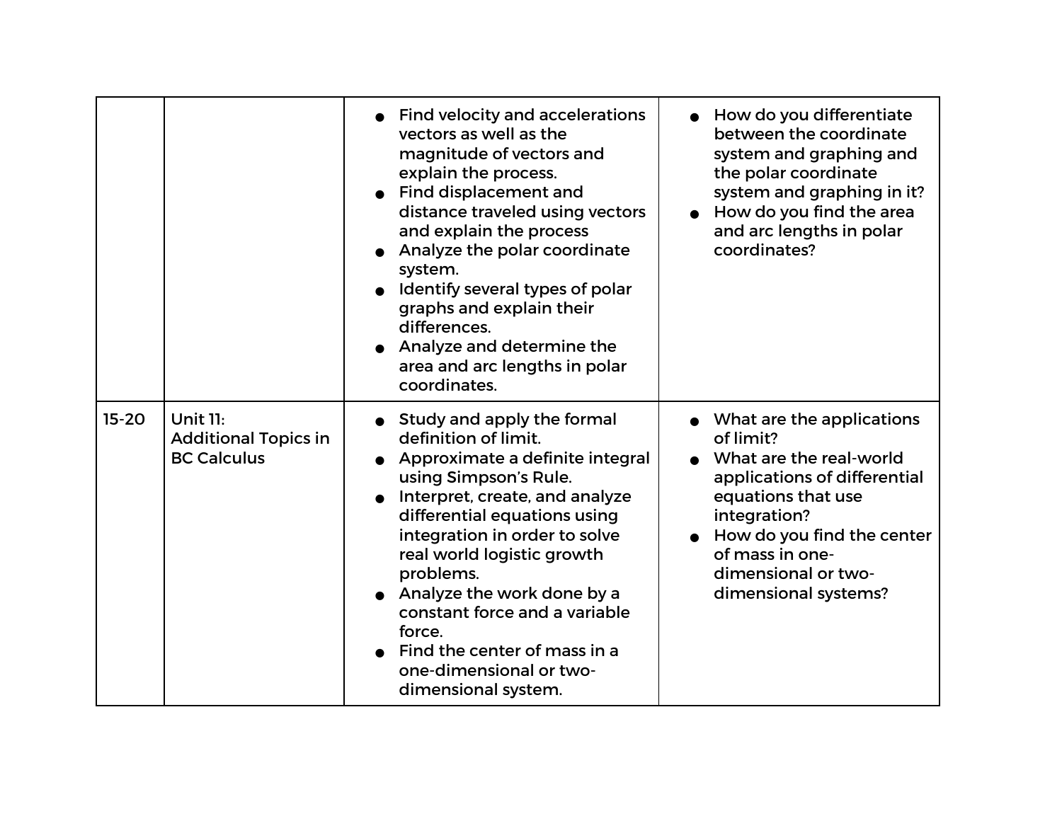| | | | |
|---|---|---|---|
| | | • Find velocity and accelerations vectors as well as the magnitude of vectors and explain the process.<br>• Find displacement and distance traveled using vectors and explain the process<br>• Analyze the polar coordinate system.<br>• Identify several types of polar graphs and explain their differences.<br>• Analyze and determine the area and arc lengths in polar coordinates. | • How do you differentiate between the coordinate system and graphing and the polar coordinate system and graphing in it?<br>• How do you find the area and arc lengths in polar coordinates? |
| 15-20 | Unit 11: Additional Topics in BC Calculus | • Study and apply the formal definition of limit.<br>• Approximate a definite integral using Simpson's Rule.<br>• Interpret, create, and analyze differential equations using integration in order to solve real world logistic growth problems.<br>• Analyze the work done by a constant force and a variable force.<br>• Find the center of mass in a one-dimensional or two-dimensional system. | • What are the applications of limit?<br>• What are the real-world applications of differential equations that use integration?<br>• How do you find the center of mass in one-dimensional or two-dimensional systems? |